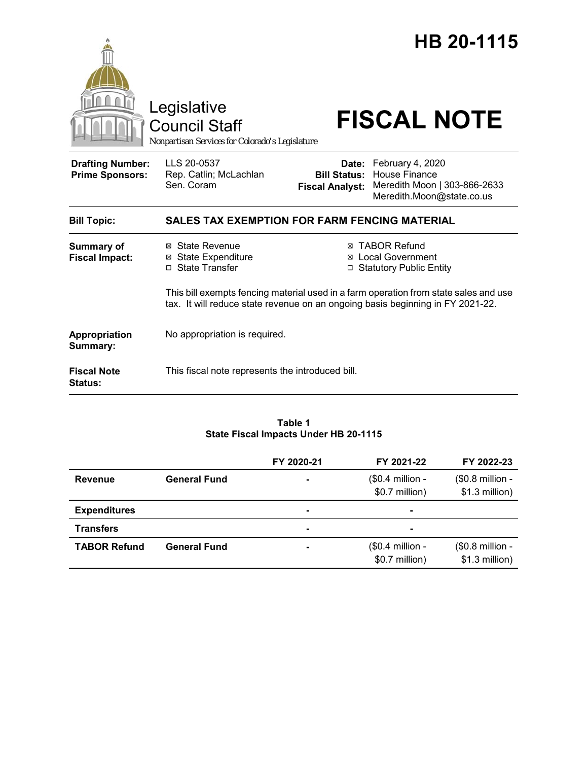# HB 20-1115

Legislative Council Staff
*Nonpartisan Services for Colorado's Legislature*

# FISCAL NOTE

| | | | |
|---|---|---|---|
| **Drafting Number:** | LLS 20-0537 | **Date:** | February 4, 2020 |
| **Prime Sponsors:** | Rep. Catlin; McLachlan<br>Sen. Coram | **Bill Status:** | House Finance |
| | | **Fiscal Analyst:** | Meredith Moon \| 303-866-2633<br>Meredith.Moon@state.co.us |

**Bill Topic:** **SALES TAX EXEMPTION FOR FARM FENCING MATERIAL**

**Summary of Fiscal Impact:**

- ☒ State Revenue
- ☒ State Expenditure
- ☐ State Transfer
- ☒ TABOR Refund
- ☒ Local Government
- ☐ Statutory Public Entity

This bill exempts fencing material used in a farm operation from state sales and use tax. It will reduce state revenue on an ongoing basis beginning in FY 2021-22.

**Appropriation Summary:** No appropriation is required.

**Fiscal Note Status:** This fiscal note represents the introduced bill.

**Table 1**
**State Fiscal Impacts Under HB 20-1115**

| | | FY 2020-21 | FY 2021-22 | FY 2022-23 |
|---|---|---|---|---|
| **Revenue** | **General Fund** | - | ($0.4 million - $0.7 million) | ($0.8 million - $1.3 million) |
| **Expenditures** | | - | - | |
| **Transfers** | | - | - | |
| **TABOR Refund** | **General Fund** | - | ($0.4 million - $0.7 million) | ($0.8 million - $1.3 million) |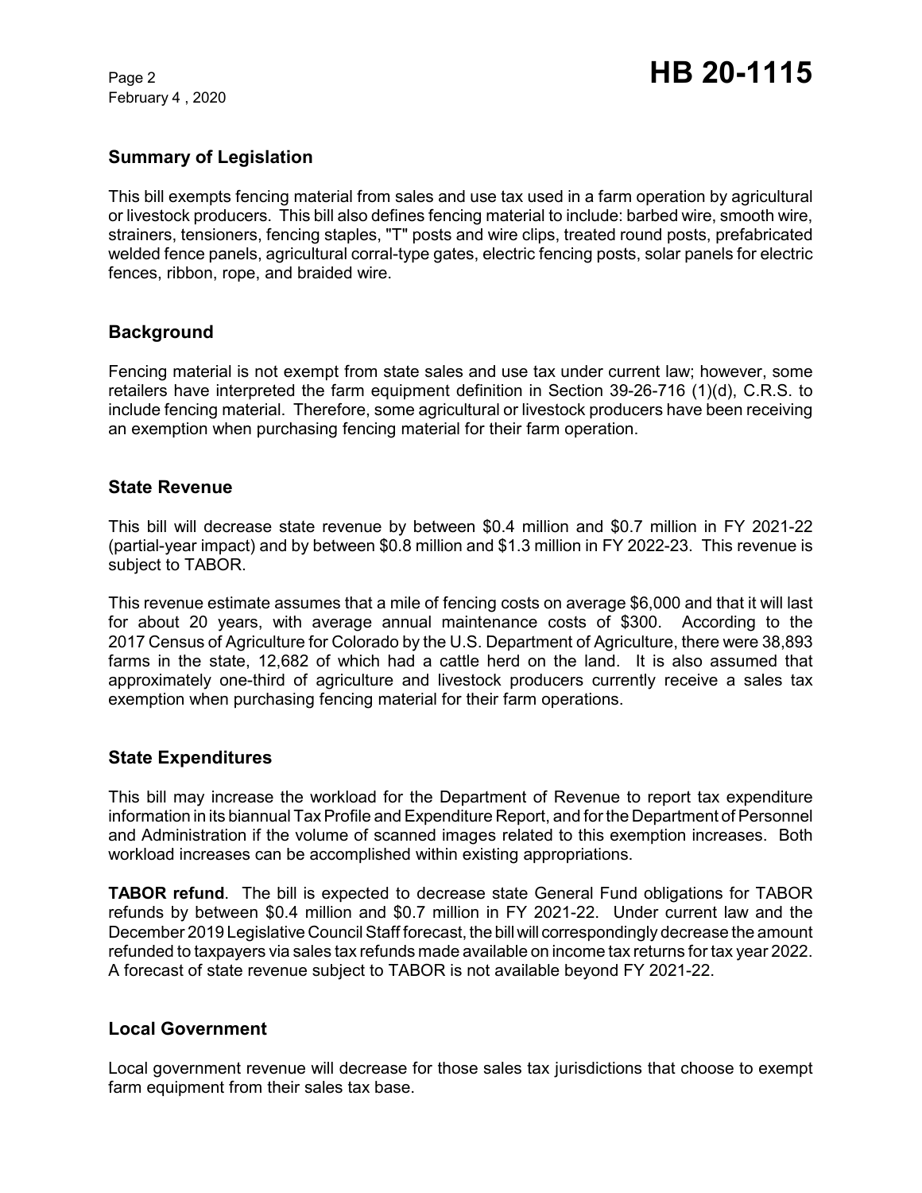## Summary of Legislation

This bill exempts fencing material from sales and use tax used in a farm operation by agricultural or livestock producers. This bill also defines fencing material to include: barbed wire, smooth wire, strainers, tensioners, fencing staples, "T" posts and wire clips, treated round posts, prefabricated welded fence panels, agricultural corral-type gates, electric fencing posts, solar panels for electric fences, ribbon, rope, and braided wire.

## Background

Fencing material is not exempt from state sales and use tax under current law; however, some retailers have interpreted the farm equipment definition in Section 39-26-716 (1)(d), C.R.S. to include fencing material. Therefore, some agricultural or livestock producers have been receiving an exemption when purchasing fencing material for their farm operation.

## State Revenue

This bill will decrease state revenue by between $0.4 million and $0.7 million in FY 2021-22 (partial-year impact) and by between $0.8 million and $1.3 million in FY 2022-23. This revenue is subject to TABOR.

This revenue estimate assumes that a mile of fencing costs on average $6,000 and that it will last for about 20 years, with average annual maintenance costs of $300. According to the 2017 Census of Agriculture for Colorado by the U.S. Department of Agriculture, there were 38,893 farms in the state, 12,682 of which had a cattle herd on the land. It is also assumed that approximately one-third of agriculture and livestock producers currently receive a sales tax exemption when purchasing fencing material for their farm operations.

## State Expenditures

This bill may increase the workload for the Department of Revenue to report tax expenditure information in its biannual Tax Profile and Expenditure Report, and for the Department of Personnel and Administration if the volume of scanned images related to this exemption increases. Both workload increases can be accomplished within existing appropriations.

**TABOR refund**. The bill is expected to decrease state General Fund obligations for TABOR refunds by between $0.4 million and $0.7 million in FY 2021-22. Under current law and the December 2019 Legislative Council Staff forecast, the bill will correspondingly decrease the amount refunded to taxpayers via sales tax refunds made available on income tax returns for tax year 2022. A forecast of state revenue subject to TABOR is not available beyond FY 2021-22.

## Local Government

Local government revenue will decrease for those sales tax jurisdictions that choose to exempt farm equipment from their sales tax base.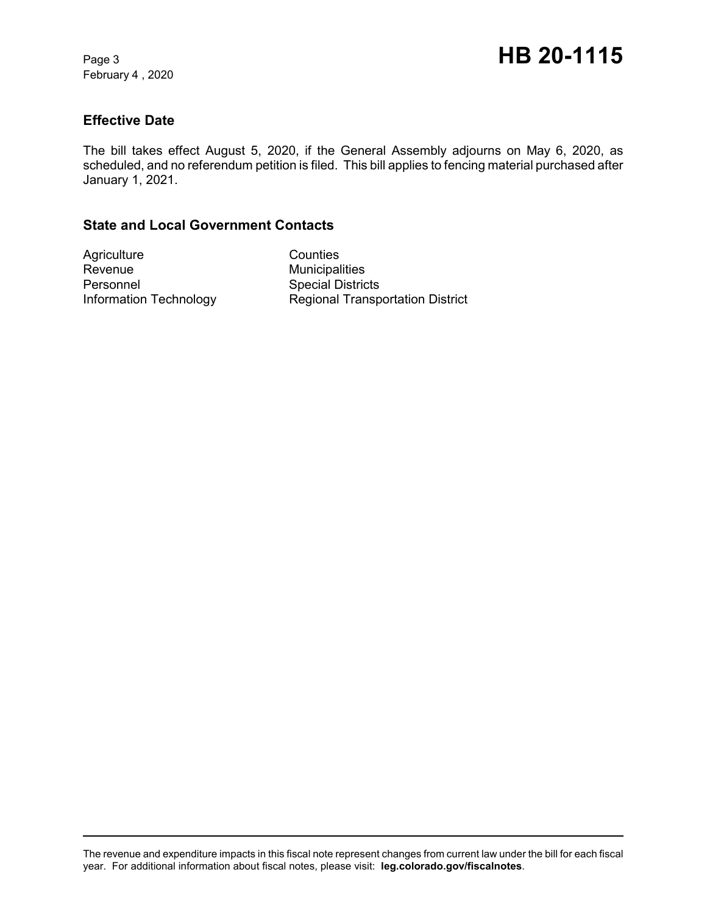## Effective Date

The bill takes effect August 5, 2020, if the General Assembly adjourns on May 6, 2020, as scheduled, and no referendum petition is filed. This bill applies to fencing material purchased after January 1, 2021.

## State and Local Government Contacts

| | |
|---|---|
| Agriculture | Counties |
| Revenue | Municipalities |
| Personnel | Special Districts |
| Information Technology | Regional Transportation District |

The revenue and expenditure impacts in this fiscal note represent changes from current law under the bill for each fiscal year. For additional information about fiscal notes, please visit: **leg.colorado.gov/fiscalnotes**.